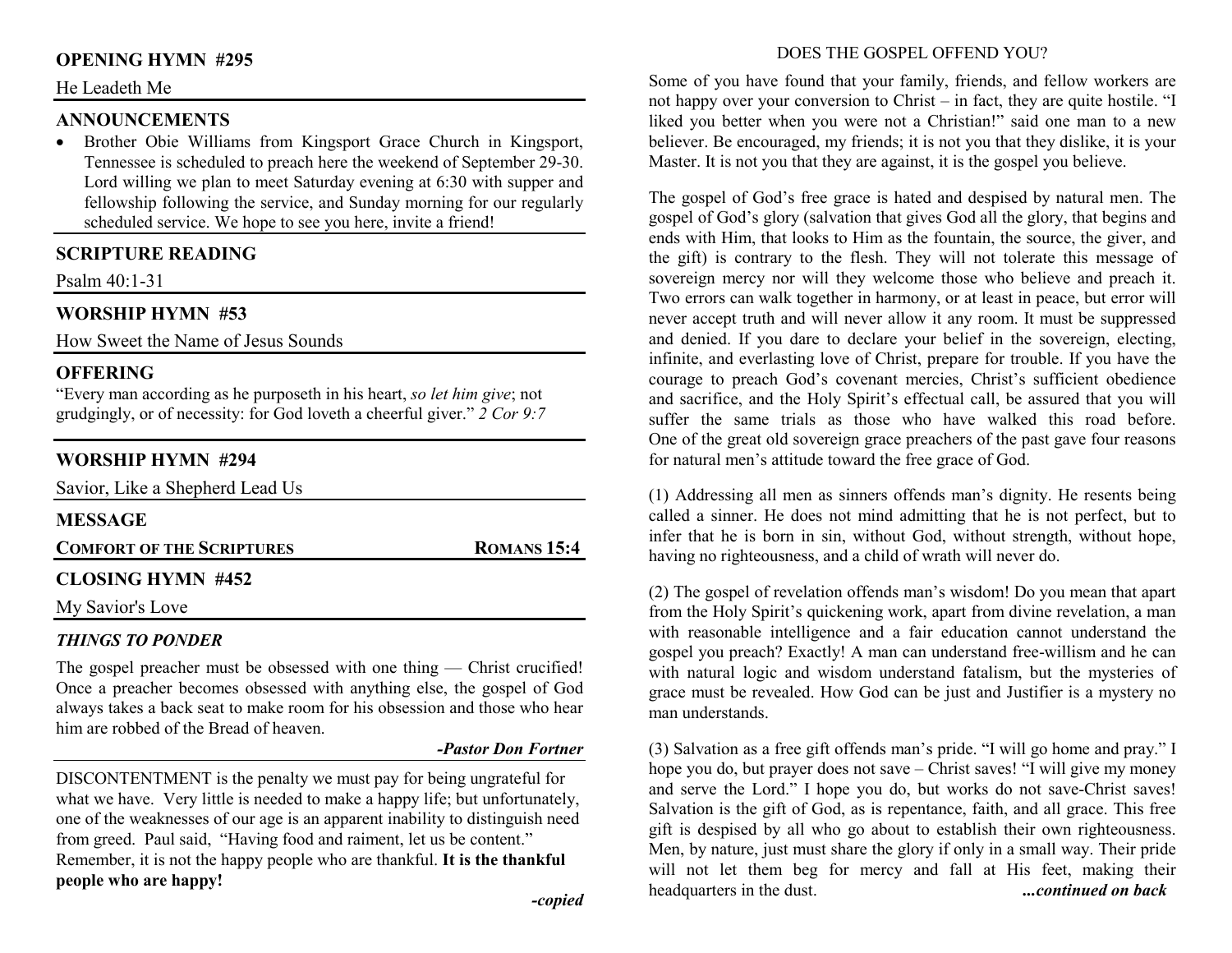## OPENING HYMN #295

He Leadeth Me

## ANNOUNCEMENTS

- Brother Obie Williams from Kingsport Grace Church in Kingsport, Tennessee is scheduled to preach here the weekend of September 29-30. Lord willing we plan to meet Saturday evening at 6:30 with supper and fellowship following the service, and Sunday morning for our regularly scheduled service. We hope to see you here, invite a friend!

## SCRIPTURE READING

Psalm 40:1-31

## WORSHIP HYMN #53

How Sweet the Name of Jesus Sounds

## OFFERING

"Every man according as he purposeth in his heart, *so let him give*; not grudgingly, or of necessity: for God loveth a cheerful giver." *2 Cor 9:7*

## WORSHIP HYMN #294

Savior, Like a Shepherd Lead Us

## MESSAGE

**COMFORT OF THE SCRIPTURES** — **ROMANS 15:4**

## CLOSING HYMN #452

My Savior's Love

### *THINGS TO PONDER*

The gospel preacher must be obsessed with one thing — Christ crucified! Once a preacher becomes obsessed with anything else, the gospel of God always takes a back seat to make room for his obsession and those who hear him are robbed of the Bread of heaven.

***-Pastor Don Fortner***

DISCONTENTMENT is the penalty we must pay for being ungrateful for what we have. Very little is needed to make a happy life; but unfortunately, one of the weaknesses of our age is an apparent inability to distinguish need from greed. Paul said, "Having food and raiment, let us be content." Remember, it is not the happy people who are thankful. **It is the thankful people who are happy!**

***-copied***

## DOES THE GOSPEL OFFEND YOU?

Some of you have found that your family, friends, and fellow workers are not happy over your conversion to Christ – in fact, they are quite hostile. "I liked you better when you were not a Christian!" said one man to a new believer. Be encouraged, my friends; it is not you that they dislike, it is your Master. It is not you that they are against, it is the gospel you believe.

The gospel of God's free grace is hated and despised by natural men. The gospel of God's glory (salvation that gives God all the glory, that begins and ends with Him, that looks to Him as the fountain, the source, the giver, and the gift) is contrary to the flesh. They will not tolerate this message of sovereign mercy nor will they welcome those who believe and preach it. Two errors can walk together in harmony, or at least in peace, but error will never accept truth and will never allow it any room. It must be suppressed and denied. If you dare to declare your belief in the sovereign, electing, infinite, and everlasting love of Christ, prepare for trouble. If you have the courage to preach God's covenant mercies, Christ's sufficient obedience and sacrifice, and the Holy Spirit's effectual call, be assured that you will suffer the same trials as those who have walked this road before. One of the great old sovereign grace preachers of the past gave four reasons for natural men's attitude toward the free grace of God.

(1) Addressing all men as sinners offends man's dignity. He resents being called a sinner. He does not mind admitting that he is not perfect, but to infer that he is born in sin, without God, without strength, without hope, having no righteousness, and a child of wrath will never do.

(2) The gospel of revelation offends man's wisdom! Do you mean that apart from the Holy Spirit's quickening work, apart from divine revelation, a man with reasonable intelligence and a fair education cannot understand the gospel you preach? Exactly! A man can understand free-willism and he can with natural logic and wisdom understand fatalism, but the mysteries of grace must be revealed. How God can be just and Justifier is a mystery no man understands.

(3) Salvation as a free gift offends man's pride. "I will go home and pray." I hope you do, but prayer does not save – Christ saves! "I will give my money and serve the Lord." I hope you do, but works do not save-Christ saves! Salvation is the gift of God, as is repentance, faith, and all grace. This free gift is despised by all who go about to establish their own righteousness. Men, by nature, just must share the glory if only in a small way. Their pride will not let them beg for mercy and fall at His feet, making their headquarters in the dust. ***...continued on back***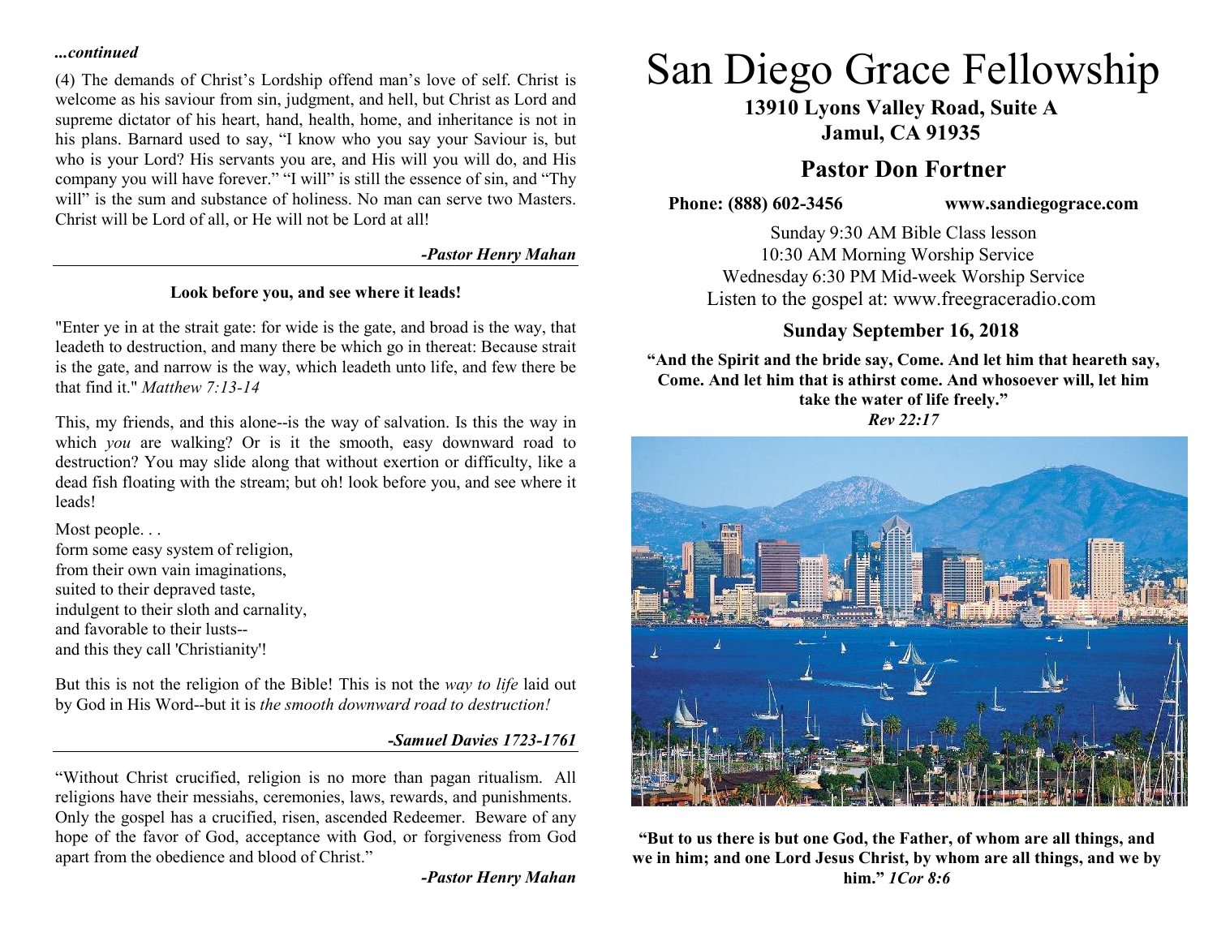*...continued*

(4) The demands of Christ's Lordship offend man's love of self. Christ is welcome as his saviour from sin, judgment, and hell, but Christ as Lord and supreme dictator of his heart, hand, health, home, and inheritance is not in his plans. Barnard used to say, "I know who you say your Saviour is, but who is your Lord? His servants you are, and His will you will do, and His company you will have forever." "I will" is still the essence of sin, and "Thy will" is the sum and substance of holiness. No man can serve two Masters. Christ will be Lord of all, or He will not be Lord at all!

***-Pastor Henry Mahan***

---

**Look before you, and see where it leads!**

"Enter ye in at the strait gate: for wide is the gate, and broad is the way, that leadeth to destruction, and many there be which go in thereat: Because strait is the gate, and narrow is the way, which leadeth unto life, and few there be that find it." *Matthew 7:13-14*

This, my friends, and this alone--is the way of salvation. Is this the way in which *you* are walking? Or is it the smooth, easy downward road to destruction? You may slide along that without exertion or difficulty, like a dead fish floating with the stream; but oh! look before you, and see where it leads!

Most people. . .
form some easy system of religion,
from their own vain imaginations,
suited to their depraved taste,
indulgent to their sloth and carnality,
and favorable to their lusts--
and this they call 'Christianity'!

But this is not the religion of the Bible! This is not the *way to life* laid out by God in His Word--but it is *the smooth downward road to destruction!*

***-Samuel Davies 1723-1761***

---

"Without Christ crucified, religion is no more than pagan ritualism. All religions have their messiahs, ceremonies, laws, rewards, and punishments. Only the gospel has a crucified, risen, ascended Redeemer. Beware of any hope of the favor of God, acceptance with God, or forgiveness from God apart from the obedience and blood of Christ."

***-Pastor Henry Mahan***

# San Diego Grace Fellowship

**13910 Lyons Valley Road, Suite A**
**Jamul, CA 91935**

## Pastor Don Fortner

**Phone: (888) 602-3456** **www.sandiegograce.com**

Sunday 9:30 AM Bible Class lesson
10:30 AM Morning Worship Service
Wednesday 6:30 PM Mid-week Worship Service
Listen to the gospel at: www.freegraceradio.com

### Sunday September 16, 2018

**"And the Spirit and the bride say, Come. And let him that heareth say, Come. And let him that is athirst come. And whosoever will, let him take the water of life freely."**
***Rev 22:17***

**"But to us there is but one God, the Father, of whom are all things, and we in him; and one Lord Jesus Christ, by whom are all things, and we by him."** ***1Cor 8:6***